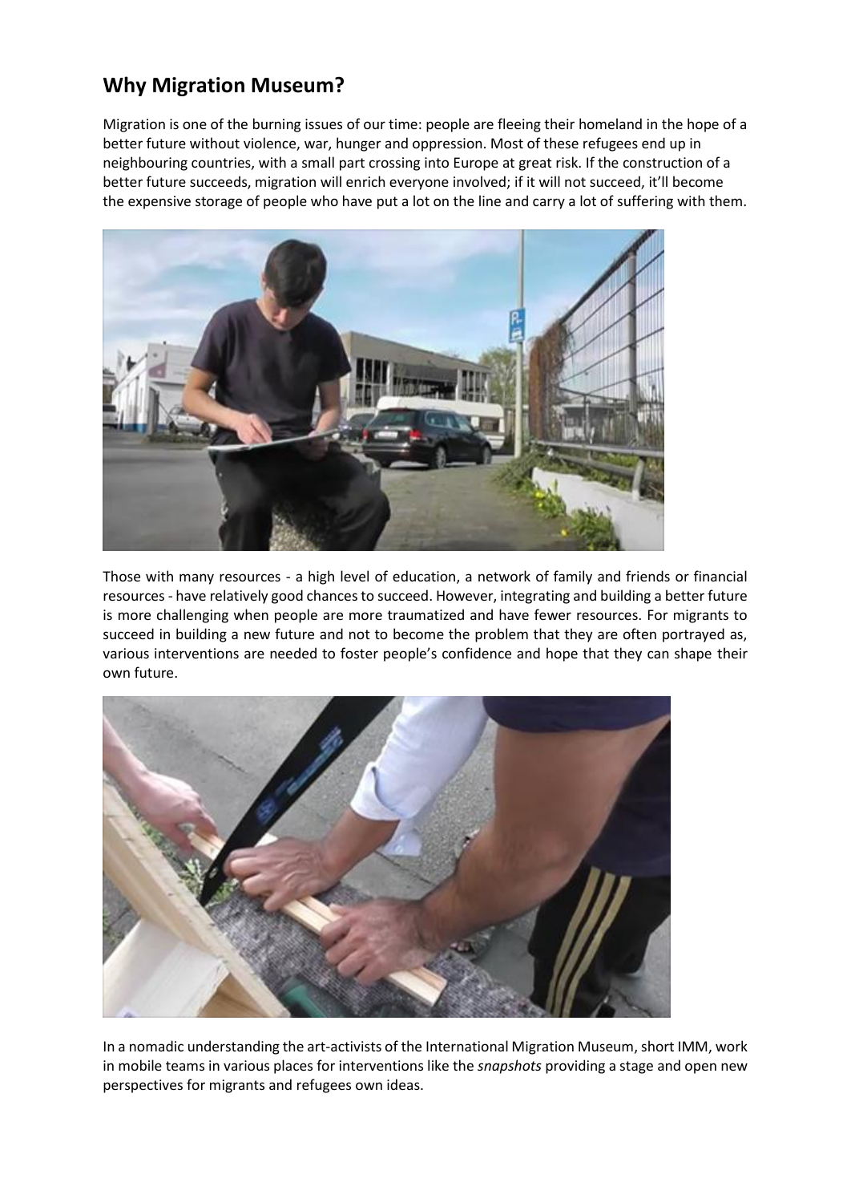## Why Migration Museum?

Migration is one of the burning issues of our time: people are fleeing their homeland in the hope of a better future without violence, war, hunger and oppression. Most of these refugees end up in neighbouring countries, with a small part crossing into Europe at great risk. If the construction of a better future succeeds, migration will enrich everyone involved; if it will not succeed, it'll become the expensive storage of people who have put a lot on the line and carry a lot of suffering with them.

Those with many resources - a high level of education, a network of family and friends or financial resources - have relatively good chances to succeed. However, integrating and building a better future is more challenging when people are more traumatized and have fewer resources. For migrants to succeed in building a new future and not to become the problem that they are often portrayed as, various interventions are needed to foster people's confidence and hope that they can shape their own future.

In a nomadic understanding the art-activists of the International Migration Museum, short IMM, work in mobile teams in various places for interventions like the *snapshots* providing a stage and open new perspectives for migrants and refugees own ideas.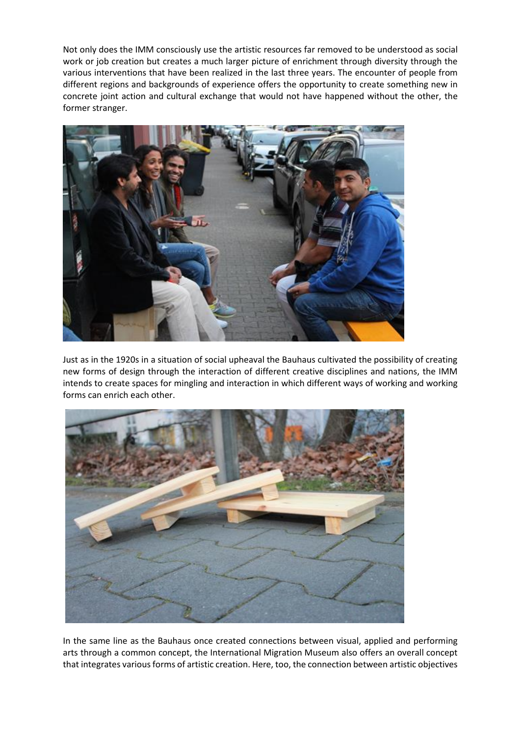Not only does the IMM consciously use the artistic resources far removed to be understood as social work or job creation but creates a much larger picture of enrichment through diversity through the various interventions that have been realized in the last three years. The encounter of people from different regions and backgrounds of experience offers the opportunity to create something new in concrete joint action and cultural exchange that would not have happened without the other, the former stranger.

Just as in the 1920s in a situation of social upheaval the Bauhaus cultivated the possibility of creating new forms of design through the interaction of different creative disciplines and nations, the IMM intends to create spaces for mingling and interaction in which different ways of working and working forms can enrich each other.

In the same line as the Bauhaus once created connections between visual, applied and performing arts through a common concept, the International Migration Museum also offers an overall concept that integrates various forms of artistic creation. Here, too, the connection between artistic objectives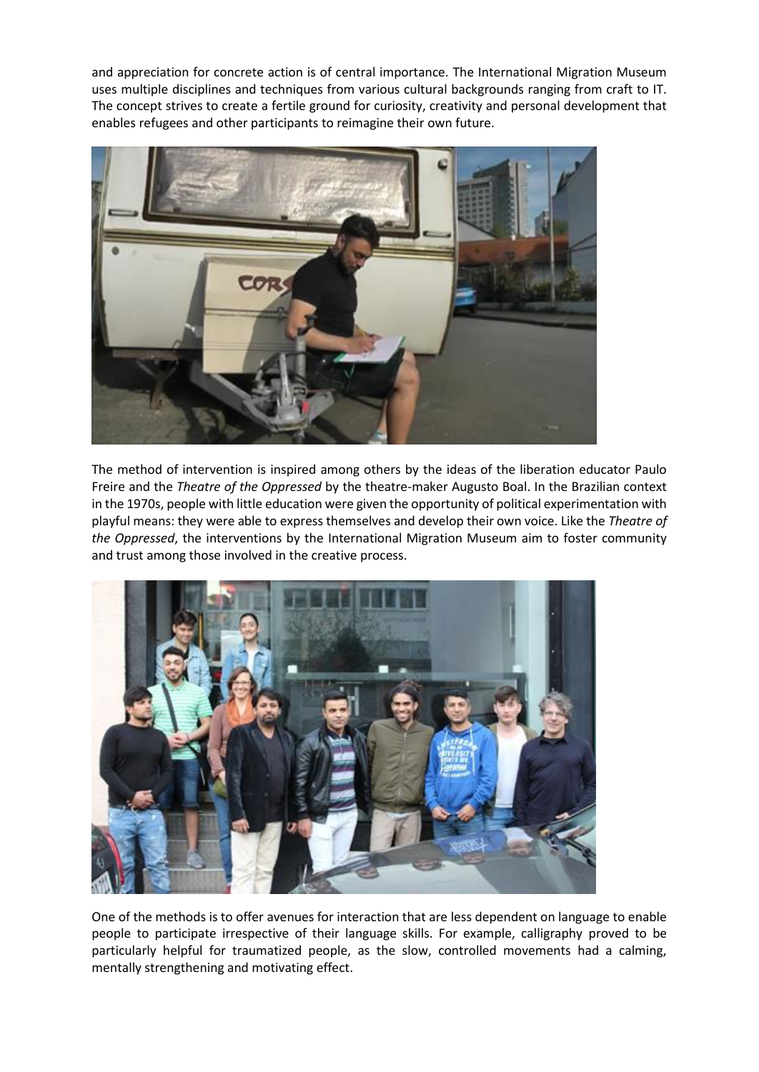and appreciation for concrete action is of central importance. The International Migration Museum uses multiple disciplines and techniques from various cultural backgrounds ranging from craft to IT. The concept strives to create a fertile ground for curiosity, creativity and personal development that enables refugees and other participants to reimagine their own future.

The method of intervention is inspired among others by the ideas of the liberation educator Paulo Freire and the *Theatre of the Oppressed* by the theatre-maker Augusto Boal. In the Brazilian context in the 1970s, people with little education were given the opportunity of political experimentation with playful means: they were able to express themselves and develop their own voice. Like the *Theatre of the Oppressed*, the interventions by the International Migration Museum aim to foster community and trust among those involved in the creative process.

One of the methods is to offer avenues for interaction that are less dependent on language to enable people to participate irrespective of their language skills. For example, calligraphy proved to be particularly helpful for traumatized people, as the slow, controlled movements had a calming, mentally strengthening and motivating effect.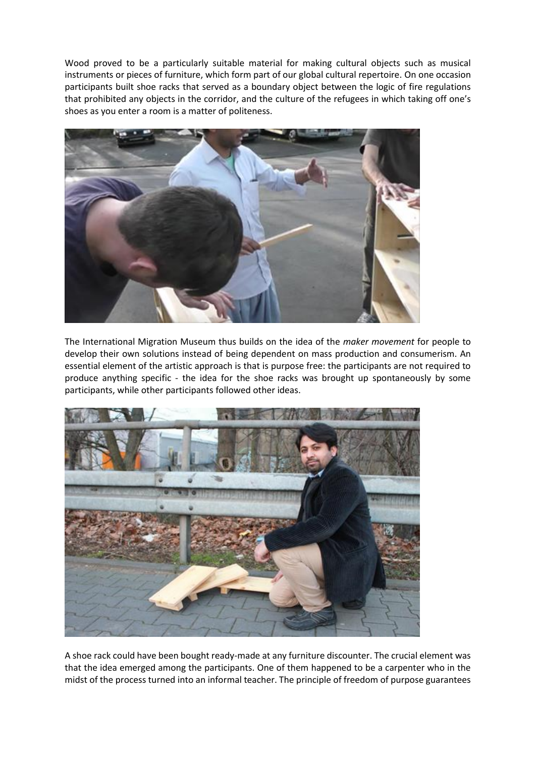Wood proved to be a particularly suitable material for making cultural objects such as musical instruments or pieces of furniture, which form part of our global cultural repertoire. On one occasion participants built shoe racks that served as a boundary object between the logic of fire regulations that prohibited any objects in the corridor, and the culture of the refugees in which taking off one's shoes as you enter a room is a matter of politeness.

The International Migration Museum thus builds on the idea of the *maker movement* for people to develop their own solutions instead of being dependent on mass production and consumerism. An essential element of the artistic approach is that is purpose free: the participants are not required to produce anything specific - the idea for the shoe racks was brought up spontaneously by some participants, while other participants followed other ideas.

A shoe rack could have been bought ready-made at any furniture discounter. The crucial element was that the idea emerged among the participants. One of them happened to be a carpenter who in the midst of the process turned into an informal teacher. The principle of freedom of purpose guarantees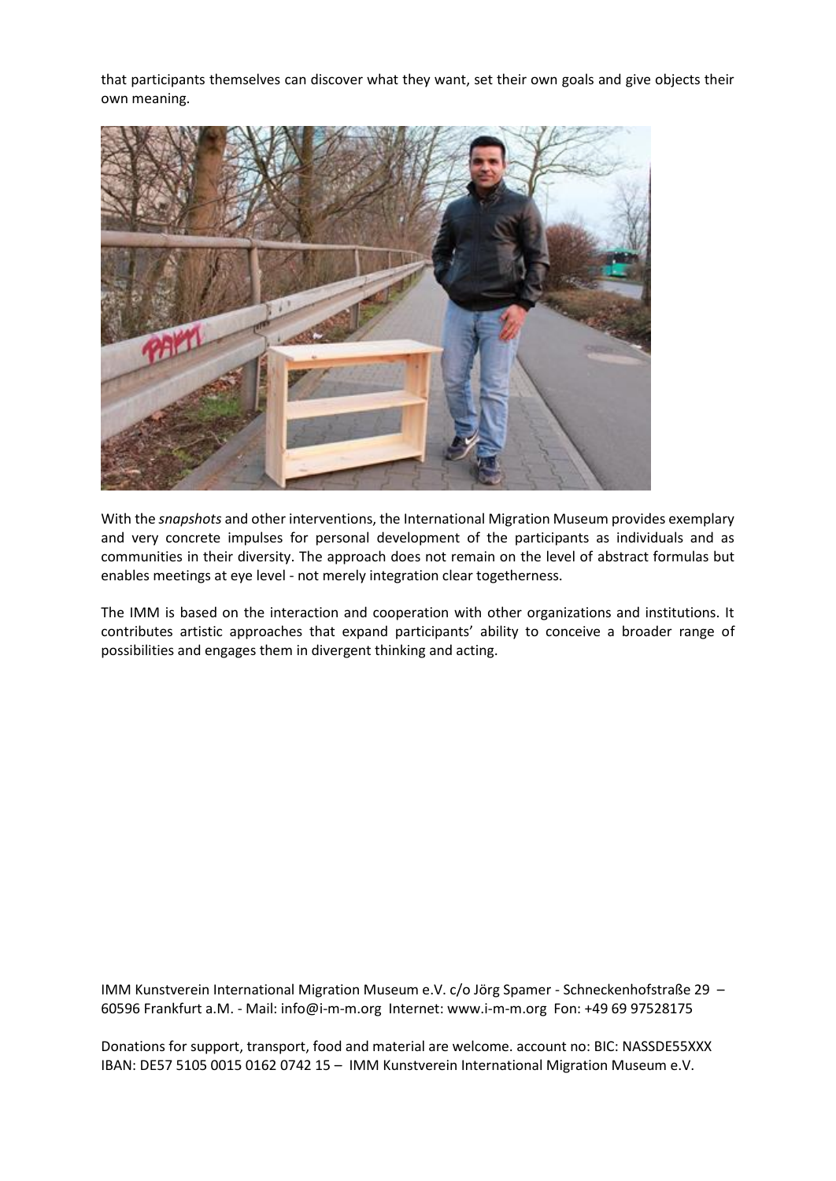that participants themselves can discover what they want, set their own goals and give objects their own meaning.

With the *snapshots* and other interventions, the International Migration Museum provides exemplary and very concrete impulses for personal development of the participants as individuals and as communities in their diversity. The approach does not remain on the level of abstract formulas but enables meetings at eye level - not merely integration clear togetherness.

The IMM is based on the interaction and cooperation with other organizations and institutions. It contributes artistic approaches that expand participants' ability to conceive a broader range of possibilities and engages them in divergent thinking and acting.

IMM Kunstverein International Migration Museum e.V. c/o Jörg Spamer - Schneckenhofstraße 29 – 60596 Frankfurt a.M. - Mail: info@i-m-m.org Internet: www.i-m-m.org Fon: +49 69 97528175

Donations for support, transport, food and material are welcome. account no: BIC: NASSDE55XXX IBAN: DE57 5105 0015 0162 0742 15 – IMM Kunstverein International Migration Museum e.V.